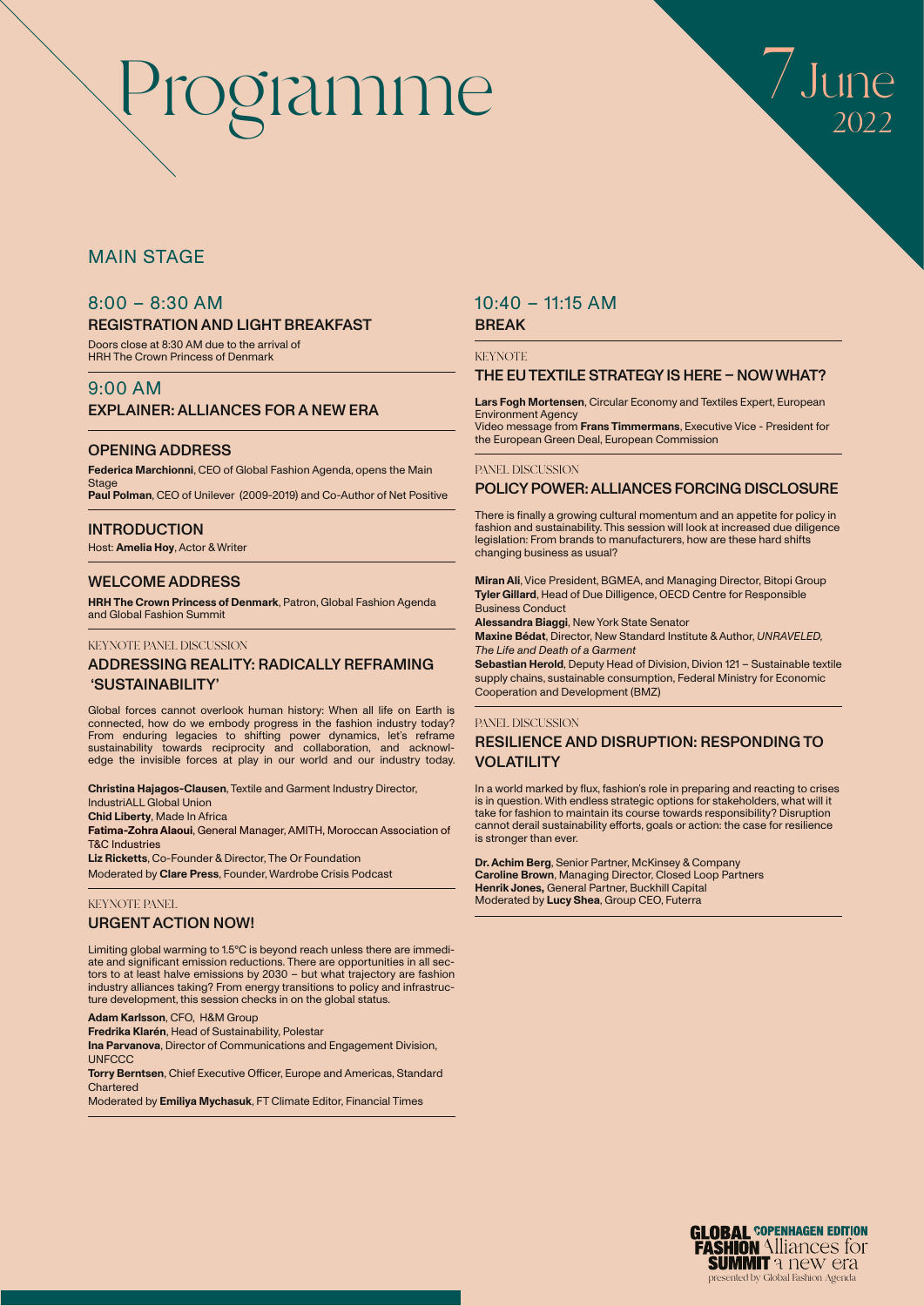# Programme

7 June 2022

## MAIN STAGE

### 8:00 – 8:30 AM

**REGISTRATION AND LIGHT BREAKFAST**

Doors close at 8:30 AM due to the arrival of HRH The Crown Princess of Denmark

### 9:00 AM

**EXPLAINER: ALLIANCES FOR A NEW ERA**

**OPENING ADDRESS**

**Federica Marchionni**, CEO of Global Fashion Agenda, opens the Main Stage
**Paul Polman**, CEO of Unilever (2009-2019) and Co-Author of Net Positive

**INTRODUCTION**

Host: **Amelia Hoy**, Actor & Writer

**WELCOME ADDRESS**

**HRH The Crown Princess of Denmark**, Patron, Global Fashion Agenda and Global Fashion Summit

KEYNOTE PANEL DISCUSSION

**ADDRESSING REALITY: RADICALLY REFRAMING 'SUSTAINABILITY'**

Global forces cannot overlook human history: When all life on Earth is connected, how do we embody progress in the fashion industry today? From enduring legacies to shifting power dynamics, let's reframe sustainability towards reciprocity and collaboration, and acknowledge the invisible forces at play in our world and our industry today.

**Christina Hajagos-Clausen**, Textile and Garment Industry Director, IndustriALL Global Union
**Chid Liberty**, Made In Africa
**Fatima-Zohra Alaoui**, General Manager, AMITH, Moroccan Association of T&C Industries
**Liz Ricketts**, Co-Founder & Director, The Or Foundation
Moderated by **Clare Press**, Founder, Wardrobe Crisis Podcast

KEYNOTE PANEL

**URGENT ACTION NOW!**

Limiting global warming to 1.5°C is beyond reach unless there are immediate and significant emission reductions. There are opportunities in all sectors to at least halve emissions by 2030 – but what trajectory are fashion industry alliances taking? From energy transitions to policy and infrastructure development, this session checks in on the global status.

**Adam Karlsson**, CFO, H&M Group
**Fredrika Klarén**, Head of Sustainability, Polestar
**Ina Parvanova**, Director of Communications and Engagement Division, UNFCCC
**Torry Berntsen**, Chief Executive Officer, Europe and Americas, Standard Chartered
Moderated by **Emiliya Mychasuk**, FT Climate Editor, Financial Times

### 10:40 – 11:15 AM

**BREAK**

KEYNOTE

**THE EU TEXTILE STRATEGY IS HERE – NOW WHAT?**

**Lars Fogh Mortensen**, Circular Economy and Textiles Expert, European Environment Agency
Video message from **Frans Timmermans**, Executive Vice - President for the European Green Deal, European Commission

PANEL DISCUSSION

**POLICY POWER: ALLIANCES FORCING DISCLOSURE**

There is finally a growing cultural momentum and an appetite for policy in fashion and sustainability. This session will look at increased due diligence legislation: From brands to manufacturers, how are these hard shifts changing business as usual?

**Miran Ali**, Vice President, BGMEA, and Managing Director, Bitopi Group
**Tyler Gillard**, Head of Due Dilligence, OECD Centre for Responsible Business Conduct
**Alessandra Biaggi**, New York State Senator
**Maxine Bédat**, Director, New Standard Institute & Author, *UNRAVELED, The Life and Death of a Garment*
**Sebastian Herold**, Deputy Head of Division, Divion 121 – Sustainable textile supply chains, sustainable consumption, Federal Ministry for Economic Cooperation and Development (BMZ)

PANEL DISCUSSION

**RESILIENCE AND DISRUPTION: RESPONDING TO VOLATILITY**

In a world marked by flux, fashion's role in preparing and reacting to crises is in question. With endless strategic options for stakeholders, what will it take for fashion to maintain its course towards responsibility? Disruption cannot derail sustainability efforts, goals or action: the case for resilience is stronger than ever.

**Dr. Achim Berg**, Senior Partner, McKinsey & Company
**Caroline Brown**, Managing Director, Closed Loop Partners
**Henrik Jones,** General Partner, Buckhill Capital
Moderated by **Lucy Shea**, Group CEO, Futerra

GLOBAL FASHION SUMMIT COPENHAGEN EDITION Alliances for a new era
presented by Global Fashion Agenda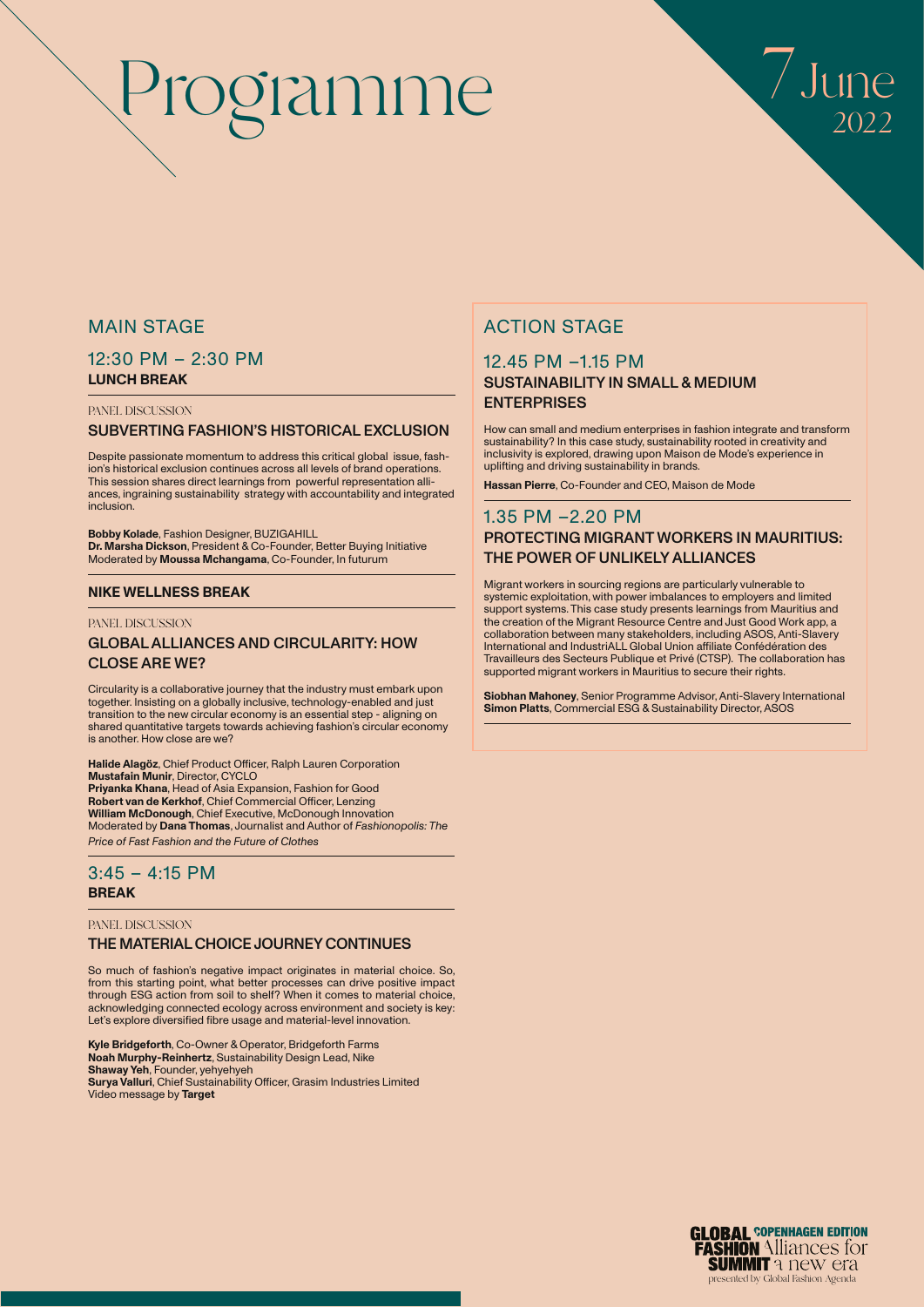# Programme

7 June 2022

## MAIN STAGE

### 12:30 PM – 2:30 PM
**LUNCH BREAK**

PANEL DISCUSSION

#### SUBVERTING FASHION'S HISTORICAL EXCLUSION

Despite passionate momentum to address this critical global issue, fashion's historical exclusion continues across all levels of brand operations. This session shares direct learnings from powerful representation alliances, ingraining sustainability strategy with accountability and integrated inclusion.

**Bobby Kolade**, Fashion Designer, BUZIGAHILL
**Dr. Marsha Dickson**, President & Co-Founder, Better Buying Initiative
Moderated by **Moussa Mchangama**, Co-Founder, In futurum

**NIKE WELLNESS BREAK**

PANEL DISCUSSION

#### GLOBAL ALLIANCES AND CIRCULARITY: HOW CLOSE ARE WE?

Circularity is a collaborative journey that the industry must embark upon together. Insisting on a globally inclusive, technology-enabled and just transition to the new circular economy is an essential step - aligning on shared quantitative targets towards achieving fashion's circular economy is another. How close are we?

**Halide Alagöz**, Chief Product Officer, Ralph Lauren Corporation
**Mustafain Munir**, Director, CYCLO
**Priyanka Khana**, Head of Asia Expansion, Fashion for Good
**Robert van de Kerkhof**, Chief Commercial Officer, Lenzing
**William McDonough**, Chief Executive, McDonough Innovation
Moderated by **Dana Thomas**, Journalist and Author of *Fashionopolis: The Price of Fast Fashion and the Future of Clothes*

### 3:45 – 4:15 PM
**BREAK**

PANEL DISCUSSION

#### THE MATERIAL CHOICE JOURNEY CONTINUES

So much of fashion's negative impact originates in material choice. So, from this starting point, what better processes can drive positive impact through ESG action from soil to shelf? When it comes to material choice, acknowledging connected ecology across environment and society is key: Let's explore diversified fibre usage and material-level innovation.

**Kyle Bridgeforth**, Co-Owner & Operator, Bridgeforth Farms
**Noah Murphy-Reinhertz**, Sustainability Design Lead, Nike
**Shaway Yeh**, Founder, yehyehyeh
**Surya Valluri**, Chief Sustainability Officer, Grasim Industries Limited
Video message by **Target**

## ACTION STAGE

### 12.45 PM –1.15 PM

#### SUSTAINABILITY IN SMALL & MEDIUM ENTERPRISES

How can small and medium enterprises in fashion integrate and transform sustainability? In this case study, sustainability rooted in creativity and inclusivity is explored, drawing upon Maison de Mode's experience in uplifting and driving sustainability in brands.

**Hassan Pierre**, Co-Founder and CEO, Maison de Mode

### 1.35 PM –2.20 PM

#### PROTECTING MIGRANT WORKERS IN MAURITIUS: THE POWER OF UNLIKELY ALLIANCES

Migrant workers in sourcing regions are particularly vulnerable to systemic exploitation, with power imbalances to employers and limited support systems. This case study presents learnings from Mauritius and the creation of the Migrant Resource Centre and Just Good Work app, a collaboration between many stakeholders, including ASOS, Anti-Slavery International and IndustriALL Global Union affiliate Confédération des Travailleurs des Secteurs Publique et Privé (CTSP). The collaboration has supported migrant workers in Mauritius to secure their rights.

**Siobhan Mahoney**, Senior Programme Advisor, Anti-Slavery International
**Simon Platts**, Commercial ESG & Sustainability Director, ASOS

GLOBAL FASHION SUMMIT COPENHAGEN EDITION Alliances for a new era
presented by Global Fashion Agenda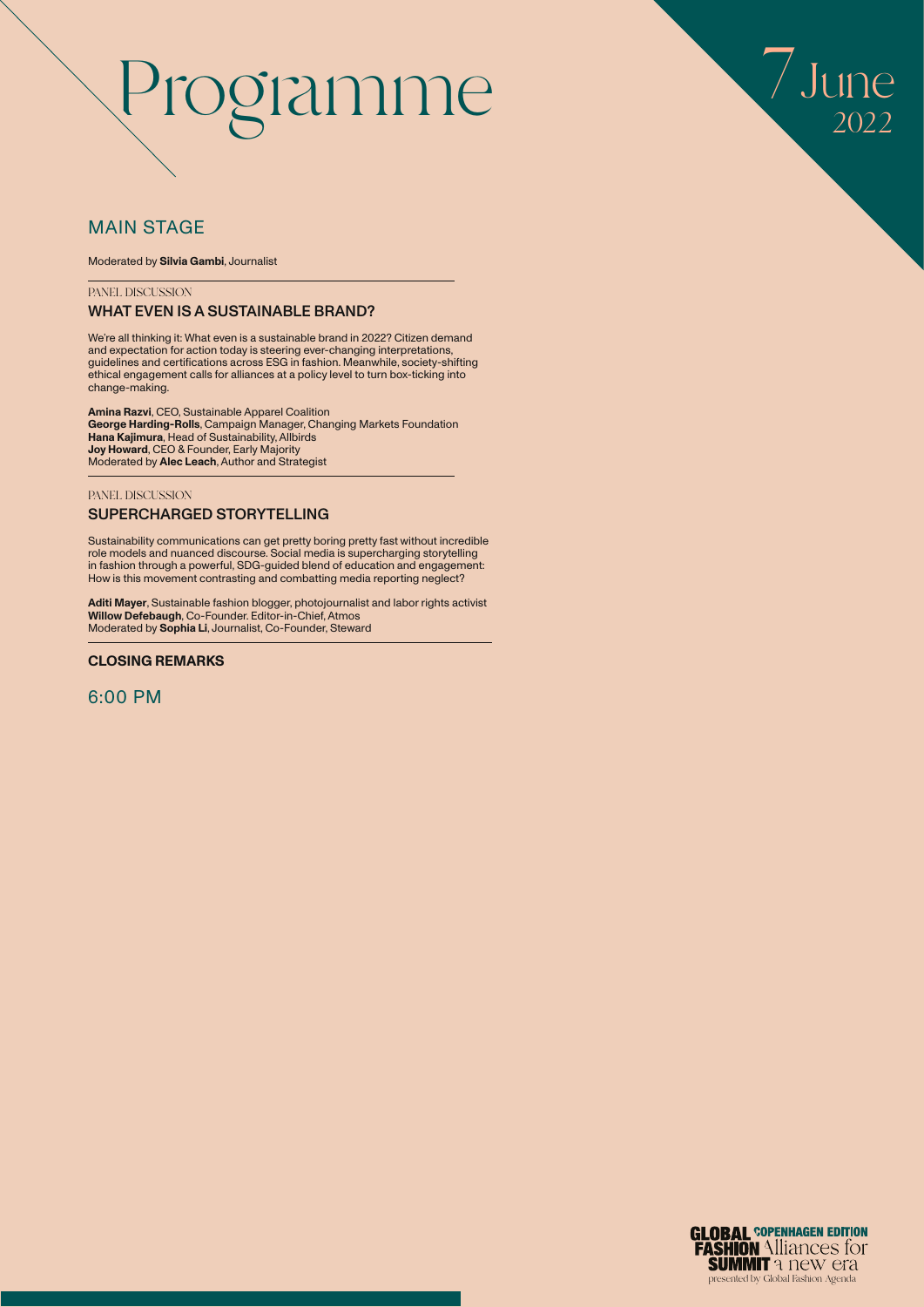# Programme

7 June 2022

## MAIN STAGE

Moderated by **Silvia Gambi**, Journalist

PANEL DISCUSSION

### WHAT EVEN IS A SUSTAINABLE BRAND?

We're all thinking it: What even is a sustainable brand in 2022? Citizen demand and expectation for action today is steering ever-changing interpretations, guidelines and certifications across ESG in fashion. Meanwhile, society-shifting ethical engagement calls for alliances at a policy level to turn box-ticking into change-making.

**Amina Razvi**, CEO, Sustainable Apparel Coalition
**George Harding-Rolls**, Campaign Manager, Changing Markets Foundation
**Hana Kajimura**, Head of Sustainability, Allbirds
**Joy Howard**, CEO & Founder, Early Majority
Moderated by **Alec Leach**, Author and Strategist

PANEL DISCUSSION

### SUPERCHARGED STORYTELLING

Sustainability communications can get pretty boring pretty fast without incredible role models and nuanced discourse. Social media is supercharging storytelling in fashion through a powerful, SDG-guided blend of education and engagement: How is this movement contrasting and combatting media reporting neglect?

**Aditi Mayer**, Sustainable fashion blogger, photojournalist and labor rights activist
**Willow Defebaugh**, Co-Founder. Editor-in-Chief, Atmos
Moderated by **Sophia Li**, Journalist, Co-Founder, Steward

### CLOSING REMARKS

6:00 PM

GLOBAL FASHION SUMMIT COPENHAGEN EDITION Alliances for a new era
presented by Global Fashion Agenda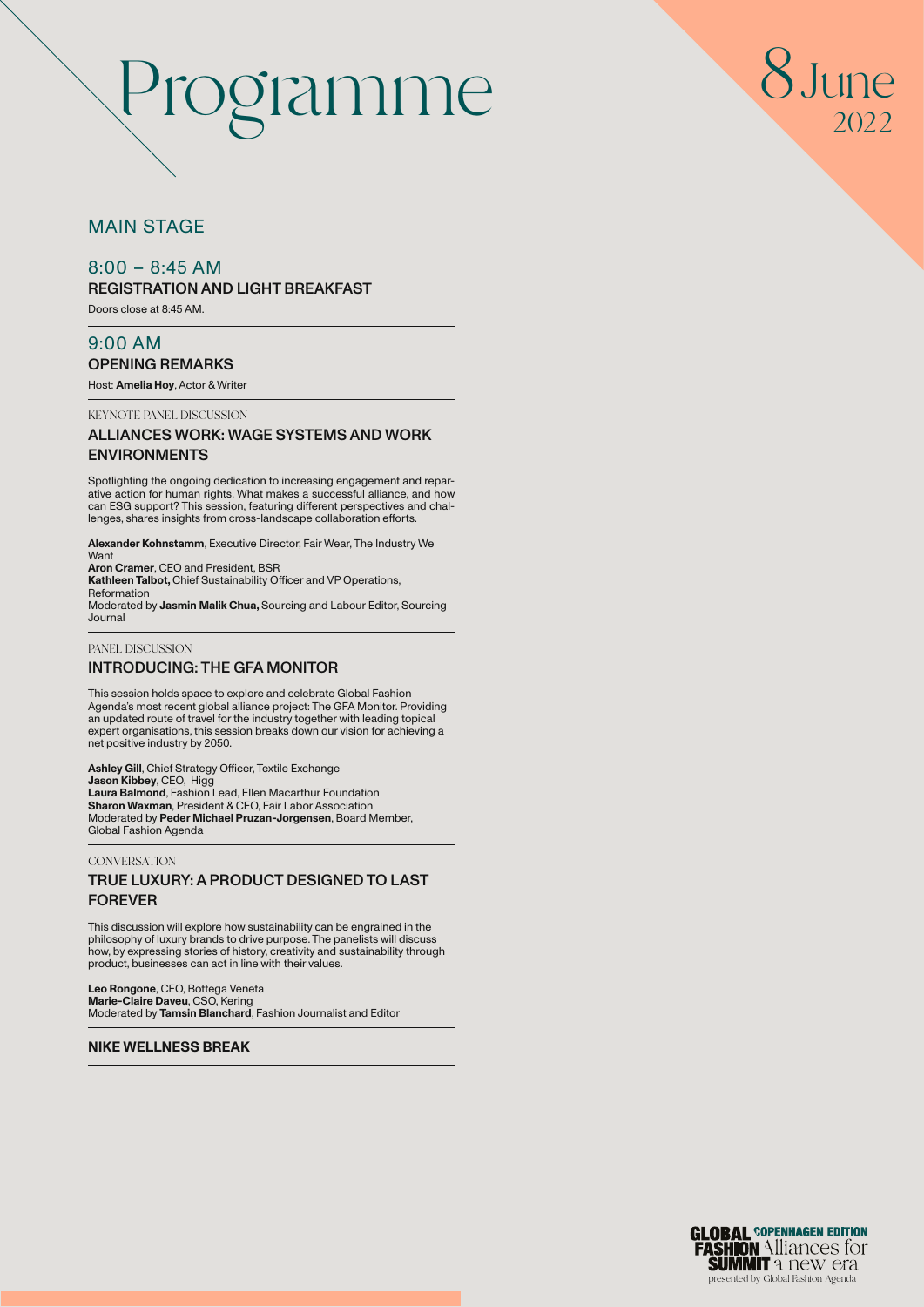# Programme

**8 June 2022**

## MAIN STAGE

### 8:00 – 8:45 AM

**REGISTRATION AND LIGHT BREAKFAST**

Doors close at 8:45 AM.

### 9:00 AM

**OPENING REMARKS**

Host: **Amelia Hoy**, Actor & Writer

KEYNOTE PANEL DISCUSSION

**ALLIANCES WORK: WAGE SYSTEMS AND WORK ENVIRONMENTS**

Spotlighting the ongoing dedication to increasing engagement and reparative action for human rights. What makes a successful alliance, and how can ESG support? This session, featuring different perspectives and challenges, shares insights from cross-landscape collaboration efforts.

**Alexander Kohnstamm**, Executive Director, Fair Wear, The Industry We Want
**Aron Cramer**, CEO and President, BSR
**Kathleen Talbot,** Chief Sustainability Officer and VP Operations, Reformation
Moderated by **Jasmin Malik Chua,** Sourcing and Labour Editor, Sourcing Journal

PANEL DISCUSSION

**INTRODUCING: THE GFA MONITOR**

This session holds space to explore and celebrate Global Fashion Agenda's most recent global alliance project: The GFA Monitor. Providing an updated route of travel for the industry together with leading topical expert organisations, this session breaks down our vision for achieving a net positive industry by 2050.

**Ashley Gill**, Chief Strategy Officer, Textile Exchange
**Jason Kibbey**, CEO, Higg
**Laura Balmond**, Fashion Lead, Ellen Macarthur Foundation
**Sharon Waxman**, President & CEO, Fair Labor Association
Moderated by **Peder Michael Pruzan-Jorgensen**, Board Member, Global Fashion Agenda

CONVERSATION

**TRUE LUXURY: A PRODUCT DESIGNED TO LAST FOREVER**

This discussion will explore how sustainability can be engrained in the philosophy of luxury brands to drive purpose. The panelists will discuss how, by expressing stories of history, creativity and sustainability through product, businesses can act in line with their values.

**Leo Rongone**, CEO, Bottega Veneta
**Marie-Claire Daveu**, CSO, Kering
Moderated by **Tamsin Blanchard**, Fashion Journalist and Editor

**NIKE WELLNESS BREAK**

GLOBAL FASHION SUMMIT COPENHAGEN EDITION Alliances for a new era
presented by Global Fashion Agenda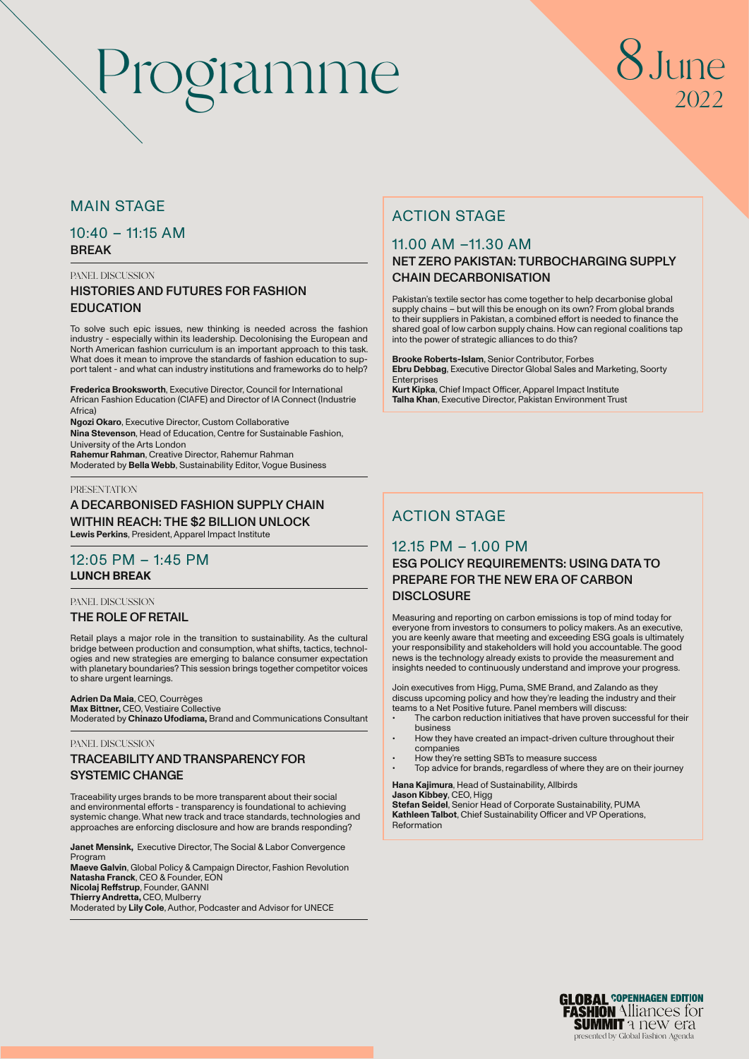# Programme

8 June 2022

## MAIN STAGE

### 10:40 – 11:15 AM

**BREAK**

PANEL DISCUSSION

### HISTORIES AND FUTURES FOR FASHION EDUCATION

To solve such epic issues, new thinking is needed across the fashion industry - especially within its leadership. Decolonising the European and North American fashion curriculum is an important approach to this task. What does it mean to improve the standards of fashion education to support talent - and what can industry institutions and frameworks do to help?

**Frederica Brooksworth**, Executive Director, Council for International African Fashion Education (CIAFE) and Director of IA Connect (Industrie Africa)
**Ngozi Okaro**, Executive Director, Custom Collaborative
**Nina Stevenson**, Head of Education, Centre for Sustainable Fashion, University of the Arts London
**Rahemur Rahman**, Creative Director, Rahemur Rahman
Moderated by **Bella Webb**, Sustainability Editor, Vogue Business

PRESENTATION

### A DECARBONISED FASHION SUPPLY CHAIN WITHIN REACH: THE $2 BILLION UNLOCK

**Lewis Perkins**, President, Apparel Impact Institute

### 12:05 PM – 1:45 PM

**LUNCH BREAK**

PANEL DISCUSSION

### THE ROLE OF RETAIL

Retail plays a major role in the transition to sustainability. As the cultural bridge between production and consumption, what shifts, tactics, technologies and new strategies are emerging to balance consumer expectation with planetary boundaries? This session brings together competitor voices to share urgent learnings.

**Adrien Da Maia**, CEO, Courrèges
**Max Bittner,** CEO, Vestiaire Collective
Moderated by **Chinazo Ufodiama,** Brand and Communications Consultant

PANEL DISCUSSION

### TRACEABILITY AND TRANSPARENCY FOR SYSTEMIC CHANGE

Traceability urges brands to be more transparent about their social and environmental efforts - transparency is foundational to achieving systemic change. What new track and trace standards, technologies and approaches are enforcing disclosure and how are brands responding?

**Janet Mensink,** Executive Director, The Social & Labor Convergence Program
**Maeve Galvin**, Global Policy & Campaign Director, Fashion Revolution
**Natasha Franck**, CEO & Founder, EON
**Nicolaj Reffstrup**, Founder, GANNI
**Thierry Andretta,** CEO, Mulberry
Moderated by **Lily Cole**, Author, Podcaster and Advisor for UNECE

## ACTION STAGE

### 11.00 AM –11.30 AM

### NET ZERO PAKISTAN: TURBOCHARGING SUPPLY CHAIN DECARBONISATION

Pakistan's textile sector has come together to help decarbonise global supply chains – but will this be enough on its own? From global brands to their suppliers in Pakistan, a combined effort is needed to finance the shared goal of low carbon supply chains. How can regional coalitions tap into the power of strategic alliances to do this?

**Brooke Roberts-Islam**, Senior Contributor, Forbes
**Ebru Debbag**, Executive Director Global Sales and Marketing, Soorty Enterprises
**Kurt Kipka**, Chief Impact Officer, Apparel Impact Institute
**Talha Khan**, Executive Director, Pakistan Environment Trust

## ACTION STAGE

### 12.15 PM – 1.00 PM

### ESG POLICY REQUIREMENTS: USING DATA TO PREPARE FOR THE NEW ERA OF CARBON DISCLOSURE

Measuring and reporting on carbon emissions is top of mind today for everyone from investors to consumers to policy makers. As an executive, you are keenly aware that meeting and exceeding ESG goals is ultimately your responsibility and stakeholders will hold you accountable. The good news is the technology already exists to provide the measurement and insights needed to continuously understand and improve your progress.

Join executives from Higg, Puma, SME Brand, and Zalando as they discuss upcoming policy and how they're leading the industry and their teams to a Net Positive future. Panel members will discuss:

- The carbon reduction initiatives that have proven successful for their business
- How they have created an impact-driven culture throughout their companies
- How they're setting SBTs to measure success
- Top advice for brands, regardless of where they are on their journey

**Hana Kajimura**, Head of Sustainability, Allbirds
**Jason Kibbey**, CEO, Higg
**Stefan Seidel**, Senior Head of Corporate Sustainability, PUMA
**Kathleen Talbot**, Chief Sustainability Officer and VP Operations, Reformation

GLOBAL FASHION SUMMIT COPENHAGEN EDITION Alliances for a new era
presented by Global Fashion Agenda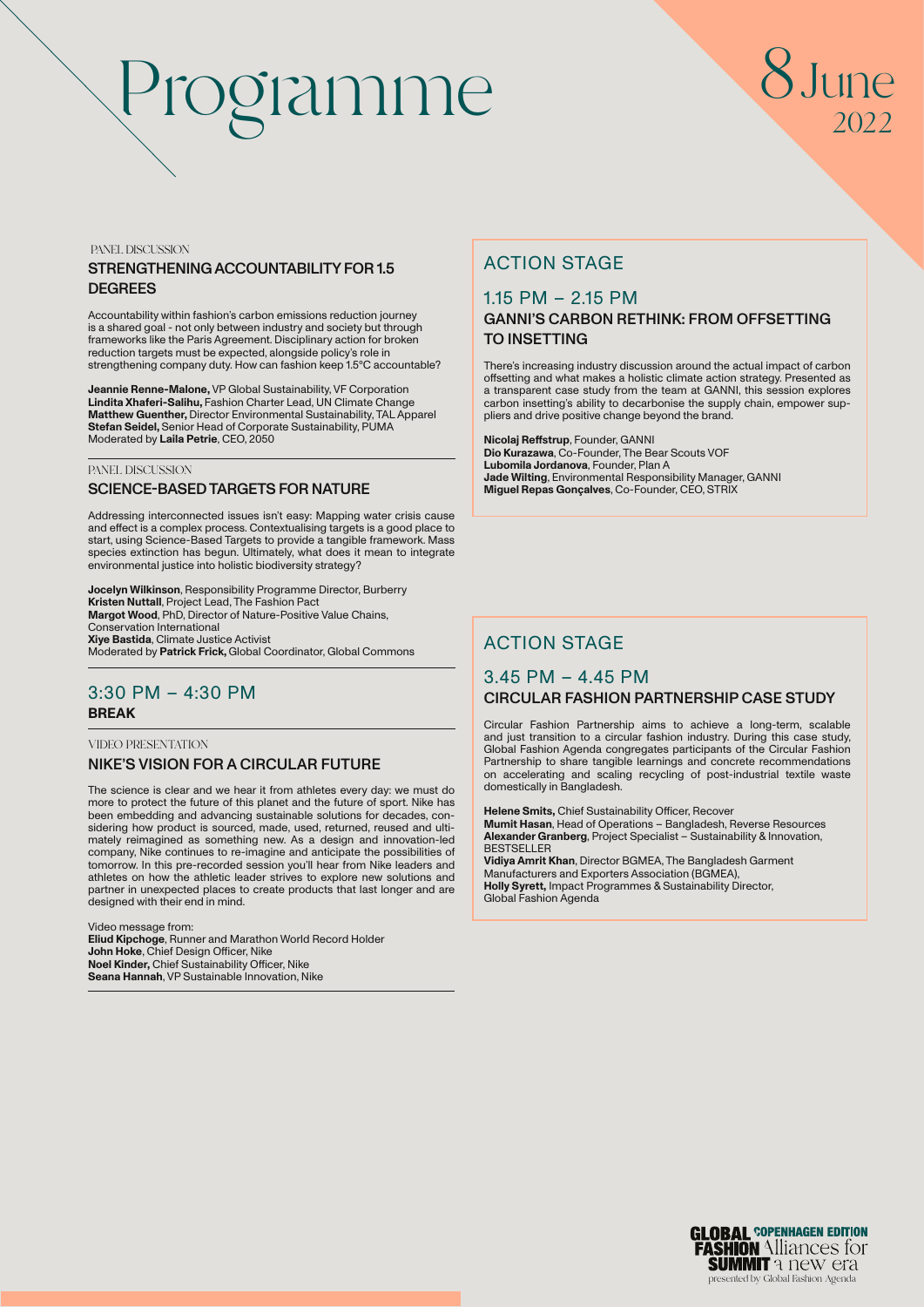# Programme

## 8 June 2022

PANEL DISCUSSION

### STRENGTHENING ACCOUNTABILITY FOR 1.5 DEGREES

Accountability within fashion's carbon emissions reduction journey is a shared goal - not only between industry and society but through frameworks like the Paris Agreement. Disciplinary action for broken reduction targets must be expected, alongside policy's role in strengthening company duty. How can fashion keep 1.5°C accountable?

**Jeannie Renne-Malone,** VP Global Sustainability, VF Corporation
**Lindita Xhaferi-Salihu,** Fashion Charter Lead, UN Climate Change
**Matthew Guenther,** Director Environmental Sustainability, TAL Apparel
**Stefan Seidel,** Senior Head of Corporate Sustainability, PUMA
Moderated by **Laila Petrie**, CEO, 2050

PANEL DISCUSSION

### SCIENCE-BASED TARGETS FOR NATURE

Addressing interconnected issues isn't easy: Mapping water crisis cause and effect is a complex process. Contextualising targets is a good place to start, using Science-Based Targets to provide a tangible framework. Mass species extinction has begun. Ultimately, what does it mean to integrate environmental justice into holistic biodiversity strategy?

**Jocelyn Wilkinson**, Responsibility Programme Director, Burberry
**Kristen Nuttall**, Project Lead, The Fashion Pact
**Margot Wood**, PhD, Director of Nature-Positive Value Chains, Conservation International
**Xiye Bastida**, Climate Justice Activist
Moderated by **Patrick Frick,** Global Coordinator, Global Commons

## 3:30 PM – 4:30 PM

### BREAK

VIDEO PRESENTATION

### NIKE'S VISION FOR A CIRCULAR FUTURE

The science is clear and we hear it from athletes every day: we must do more to protect the future of this planet and the future of sport. Nike has been embedding and advancing sustainable solutions for decades, considering how product is sourced, made, used, returned, reused and ultimately reimagined as something new. As a design and innovation-led company, Nike continues to re-imagine and anticipate the possibilities of tomorrow. In this pre-recorded session you'll hear from Nike leaders and athletes on how the athletic leader strives to explore new solutions and partner in unexpected places to create products that last longer and are designed with their end in mind.

Video message from:
**Eliud Kipchoge**, Runner and Marathon World Record Holder
**John Hoke**, Chief Design Officer, Nike
**Noel Kinder,** Chief Sustainability Officer, Nike
**Seana Hannah**, VP Sustainable Innovation, Nike

## ACTION STAGE

## 1.15 PM – 2.15 PM

### GANNI'S CARBON RETHINK: FROM OFFSETTING TO INSETTING

There's increasing industry discussion around the actual impact of carbon offsetting and what makes a holistic climate action strategy. Presented as a transparent case study from the team at GANNI, this session explores carbon insetting's ability to decarbonise the supply chain, empower suppliers and drive positive change beyond the brand.

**Nicolaj Reffstrup**, Founder, GANNI
**Dio Kurazawa**, Co-Founder, The Bear Scouts VOF
**Lubomila Jordanova**, Founder, Plan A
**Jade Wilting**, Environmental Responsibility Manager, GANNI
**Miguel Repas Gonçalves**, Co-Founder, CEO, STRIX

## ACTION STAGE

## 3.45 PM – 4.45 PM

### CIRCULAR FASHION PARTNERSHIP CASE STUDY

Circular Fashion Partnership aims to achieve a long-term, scalable and just transition to a circular fashion industry. During this case study, Global Fashion Agenda congregates participants of the Circular Fashion Partnership to share tangible learnings and concrete recommendations on accelerating and scaling recycling of post-industrial textile waste domestically in Bangladesh.

**Helene Smits,** Chief Sustainability Officer, Recover
**Mumit Hasan**, Head of Operations – Bangladesh, Reverse Resources
**Alexander Granberg**, Project Specialist – Sustainability & Innovation, BESTSELLER
**Vidiya Amrit Khan**, Director BGMEA, The Bangladesh Garment Manufacturers and Exporters Association (BGMEA),
**Holly Syrett,** Impact Programmes & Sustainability Director, Global Fashion Agenda

GLOBAL FASHION SUMMIT COPENHAGEN EDITION Alliances for a new era
presented by Global Fashion Agenda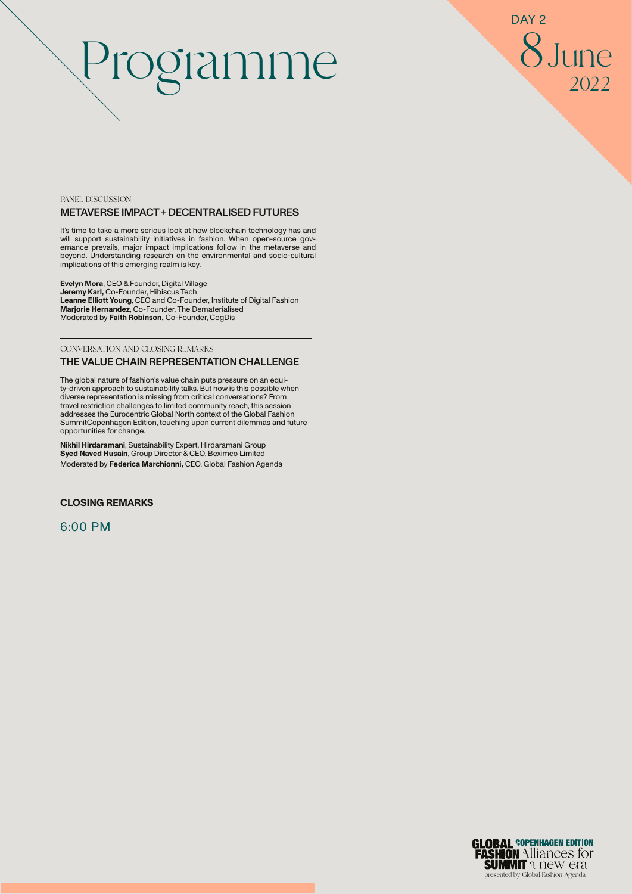# Programme

DAY 2
8 June
2022

PANEL DISCUSSION

### METAVERSE IMPACT + DECENTRALISED FUTURES

It's time to take a more serious look at how blockchain technology has and will support sustainability initiatives in fashion. When open-source governance prevails, major impact implications follow in the metaverse and beyond. Understanding research on the environmental and socio-cultural implications of this emerging realm is key.

**Evelyn Mora**, CEO & Founder, Digital Village
**Jeremy Karl,** Co-Founder, Hibiscus Tech
**Leanne Elliott Young**, CEO and Co-Founder, Institute of Digital Fashion
**Marjorie Hernandez**, Co-Founder, The Dematerialised
Moderated by **Faith Robinson,** Co-Founder, CogDis

---

CONVERSATION AND CLOSING REMARKS

### THE VALUE CHAIN REPRESENTATION CHALLENGE

The global nature of fashion's value chain puts pressure on an equity-driven approach to sustainability talks. But how is this possible when diverse representation is missing from critical conversations? From travel restriction challenges to limited community reach, this session addresses the Eurocentric Global North context of the Global Fashion SummitCopenhagen Edition, touching upon current dilemmas and future opportunities for change.

**Nikhil Hirdaramani**, Sustainability Expert, Hirdaramani Group
**Syed Naved Husain**, Group Director & CEO, Beximco Limited
Moderated by **Federica Marchionni,** CEO, Global Fashion Agenda

---

### CLOSING REMARKS

6:00 PM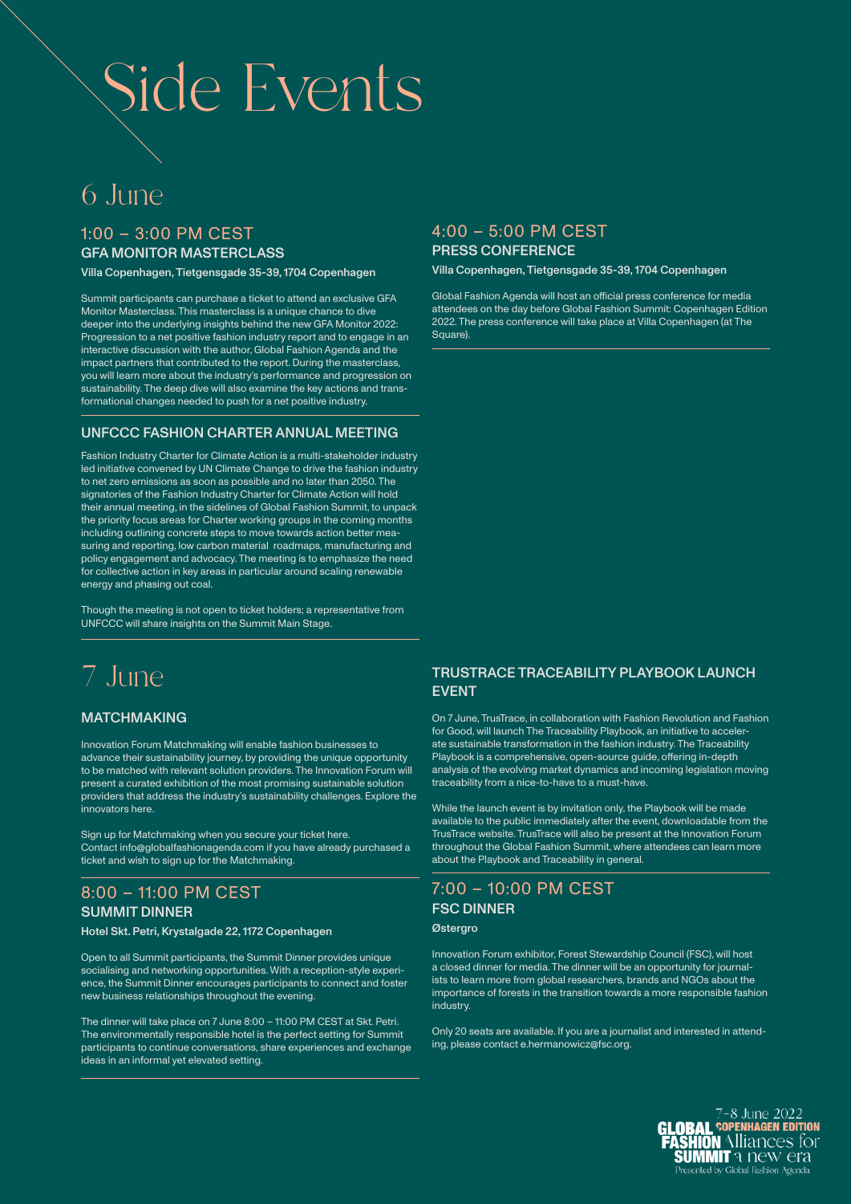# Side Events

## 6 June

### 1:00 – 3:00 PM CEST
**GFA MONITOR MASTERCLASS**

**Villa Copenhagen, Tietgensgade 35-39, 1704 Copenhagen**

Summit participants can purchase a ticket to attend an exclusive GFA Monitor Masterclass. This masterclass is a unique chance to dive deeper into the underlying insights behind the new GFA Monitor 2022: Progression to a net positive fashion industry report and to engage in an interactive discussion with the author, Global Fashion Agenda and the impact partners that contributed to the report. During the masterclass, you will learn more about the industry's performance and progression on sustainability. The deep dive will also examine the key actions and transformational changes needed to push for a net positive industry.

**UNFCCC FASHION CHARTER ANNUAL MEETING**

Fashion Industry Charter for Climate Action is a multi-stakeholder industry led initiative convened by UN Climate Change to drive the fashion industry to net zero emissions as soon as possible and no later than 2050. The signatories of the Fashion Industry Charter for Climate Action will hold their annual meeting, in the sidelines of Global Fashion Summit, to unpack the priority focus areas for Charter working groups in the coming months including outlining concrete steps to move towards action better measuring and reporting, low carbon material roadmaps, manufacturing and policy engagement and advocacy. The meeting is to emphasize the need for collective action in key areas in particular around scaling renewable energy and phasing out coal.

Though the meeting is not open to ticket holders; a representative from UNFCCC will share insights on the Summit Main Stage.

### 4:00 – 5:00 PM CEST
**PRESS CONFERENCE**

**Villa Copenhagen, Tietgensgade 35-39, 1704 Copenhagen**

Global Fashion Agenda will host an official press conference for media attendees on the day before Global Fashion Summit: Copenhagen Edition 2022. The press conference will take place at Villa Copenhagen (at The Square).

## 7 June

**MATCHMAKING**

Innovation Forum Matchmaking will enable fashion businesses to advance their sustainability journey, by providing the unique opportunity to be matched with relevant solution providers. The Innovation Forum will present a curated exhibition of the most promising sustainable solution providers that address the industry's sustainability challenges. Explore the innovators here.

Sign up for Matchmaking when you secure your ticket here.
Contact info@globalfashionagenda.com if you have already purchased a ticket and wish to sign up for the Matchmaking.

### 8:00 – 11:00 PM CEST
**SUMMIT DINNER**

**Hotel Skt. Petri, Krystalgade 22, 1172 Copenhagen**

Open to all Summit participants, the Summit Dinner provides unique socialising and networking opportunities. With a reception-style experience, the Summit Dinner encourages participants to connect and foster new business relationships throughout the evening.

The dinner will take place on 7 June 8:00 – 11:00 PM CEST at Skt. Petri. The environmentally responsible hotel is the perfect setting for Summit participants to continue conversations, share experiences and exchange ideas in an informal yet elevated setting.

**TRUSTRACE TRACEABILITY PLAYBOOK LAUNCH EVENT**

On 7 June, TrusTrace, in collaboration with Fashion Revolution and Fashion for Good, will launch The Traceability Playbook, an initiative to accelerate sustainable transformation in the fashion industry. The Traceability Playbook is a comprehensive, open-source guide, offering in-depth analysis of the evolving market dynamics and incoming legislation moving traceability from a nice-to-have to a must-have.

While the launch event is by invitation only, the Playbook will be made available to the public immediately after the event, downloadable from the TrusTrace website. TrusTrace will also be present at the Innovation Forum throughout the Global Fashion Summit, where attendees can learn more about the Playbook and Traceability in general.

### 7:00 – 10:00 PM CEST
**FSC DINNER**

**Østergro**

Innovation Forum exhibitor, Forest Stewardship Council (FSC), will host a closed dinner for media. The dinner will be an opportunity for journalists to learn more from global researchers, brands and NGOs about the importance of forests in the transition towards a more responsible fashion industry.

Only 20 seats are available. If you are a journalist and interested in attending, please contact e.hermanowicz@fsc.org.

7-8 June 2022
GLOBAL FASHION SUMMIT COPENHAGEN EDITION
Alliances for a new era
Presented by Global Fashion Agenda